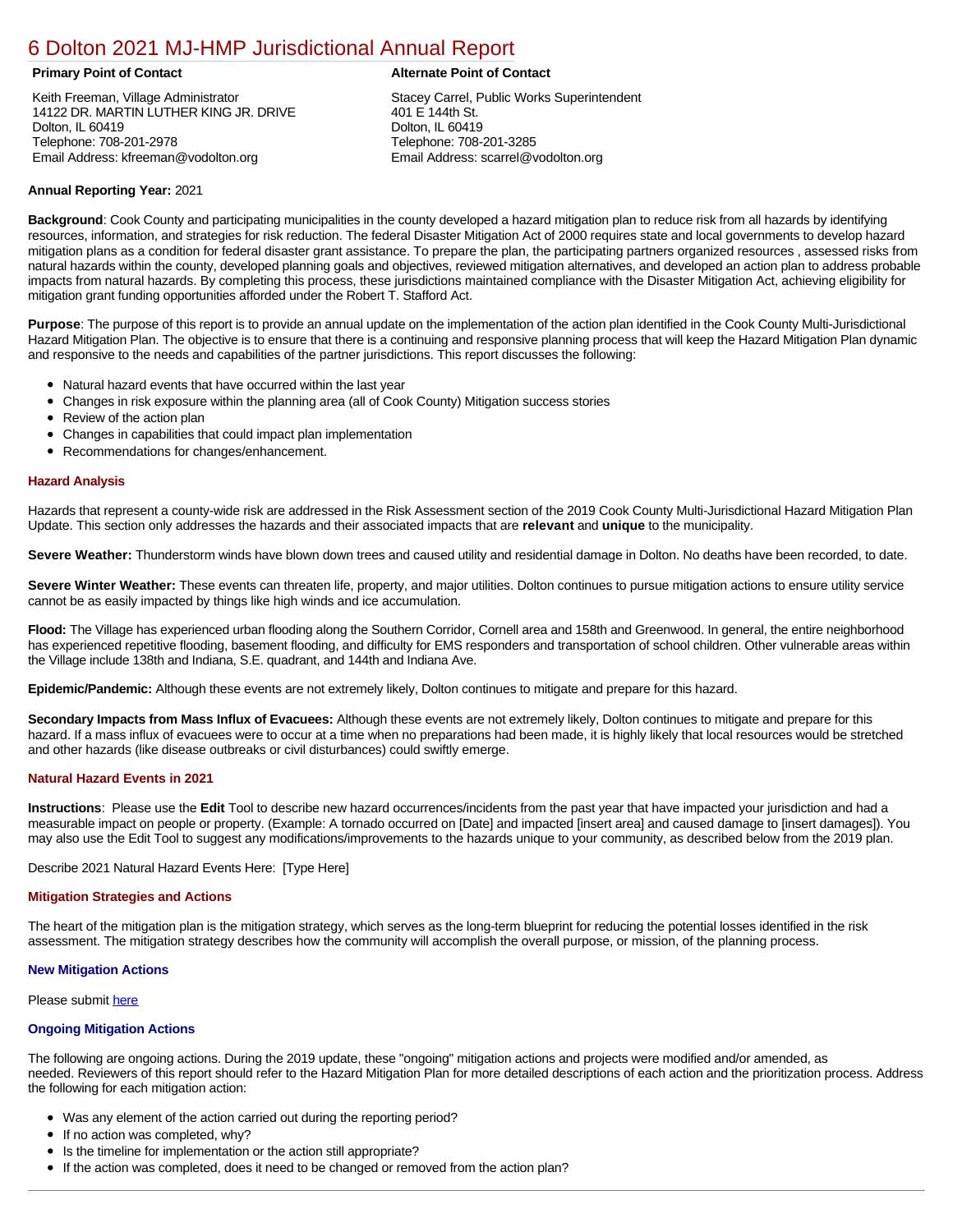# 6 Dolton 2021 MJ-HMP Jurisdictional Annual Report

**Primary Point of Contact**

Keith Freeman, Village Administrator
14122 DR. MARTIN LUTHER KING JR. DRIVE
Dolton, IL 60419
Telephone: 708-201-2978
Email Address: kfreeman@vodolton.org

**Alternate Point of Contact**

Stacey Carrel, Public Works Superintendent
401 E 144th St.
Dolton, IL 60419
Telephone: 708-201-3285
Email Address: scarrel@vodolton.org

**Annual Reporting Year:** 2021

**Background**: Cook County and participating municipalities in the county developed a hazard mitigation plan to reduce risk from all hazards by identifying resources, information, and strategies for risk reduction. The federal Disaster Mitigation Act of 2000 requires state and local governments to develop hazard mitigation plans as a condition for federal disaster grant assistance. To prepare the plan, the participating partners organized resources , assessed risks from natural hazards within the county, developed planning goals and objectives, reviewed mitigation alternatives, and developed an action plan to address probable impacts from natural hazards. By completing this process, these jurisdictions maintained compliance with the Disaster Mitigation Act, achieving eligibility for mitigation grant funding opportunities afforded under the Robert T. Stafford Act.

**Purpose**: The purpose of this report is to provide an annual update on the implementation of the action plan identified in the Cook County Multi-Jurisdictional Hazard Mitigation Plan. The objective is to ensure that there is a continuing and responsive planning process that will keep the Hazard Mitigation Plan dynamic and responsive to the needs and capabilities of the partner jurisdictions. This report discusses the following:

- Natural hazard events that have occurred within the last year
- Changes in risk exposure within the planning area (all of Cook County) Mitigation success stories
- Review of the action plan
- Changes in capabilities that could impact plan implementation
- Recommendations for changes/enhancement.

### Hazard Analysis

Hazards that represent a county-wide risk are addressed in the Risk Assessment section of the 2019 Cook County Multi-Jurisdictional Hazard Mitigation Plan Update. This section only addresses the hazards and their associated impacts that are **relevant** and **unique** to the municipality.

**Severe Weather:** Thunderstorm winds have blown down trees and caused utility and residential damage in Dolton. No deaths have been recorded, to date.

**Severe Winter Weather:** These events can threaten life, property, and major utilities. Dolton continues to pursue mitigation actions to ensure utility service cannot be as easily impacted by things like high winds and ice accumulation.

**Flood:** The Village has experienced urban flooding along the Southern Corridor, Cornell area and 158th and Greenwood. In general, the entire neighborhood has experienced repetitive flooding, basement flooding, and difficulty for EMS responders and transportation of school children. Other vulnerable areas within the Village include 138th and Indiana, S.E. quadrant, and 144th and Indiana Ave.

**Epidemic/Pandemic:** Although these events are not extremely likely, Dolton continues to mitigate and prepare for this hazard.

**Secondary Impacts from Mass Influx of Evacuees:** Although these events are not extremely likely, Dolton continues to mitigate and prepare for this hazard. If a mass influx of evacuees were to occur at a time when no preparations had been made, it is highly likely that local resources would be stretched and other hazards (like disease outbreaks or civil disturbances) could swiftly emerge.

### Natural Hazard Events in 2021

**Instructions**: Please use the **Edit** Tool to describe new hazard occurrences/incidents from the past year that have impacted your jurisdiction and had a measurable impact on people or property. (Example: A tornado occurred on [Date] and impacted [insert area] and caused damage to [insert damages]). You may also use the Edit Tool to suggest any modifications/improvements to the hazards unique to your community, as described below from the 2019 plan.

Describe 2021 Natural Hazard Events Here: [Type Here]

### Mitigation Strategies and Actions

The heart of the mitigation plan is the mitigation strategy, which serves as the long-term blueprint for reducing the potential losses identified in the risk assessment. The mitigation strategy describes how the community will accomplish the overall purpose, or mission, of the planning process.

#### New Mitigation Actions

Please submit here

#### Ongoing Mitigation Actions

The following are ongoing actions. During the 2019 update, these "ongoing" mitigation actions and projects were modified and/or amended, as needed. Reviewers of this report should refer to the Hazard Mitigation Plan for more detailed descriptions of each action and the prioritization process. Address the following for each mitigation action:

- Was any element of the action carried out during the reporting period?
- If no action was completed, why?
- Is the timeline for implementation or the action still appropriate?
- If the action was completed, does it need to be changed or removed from the action plan?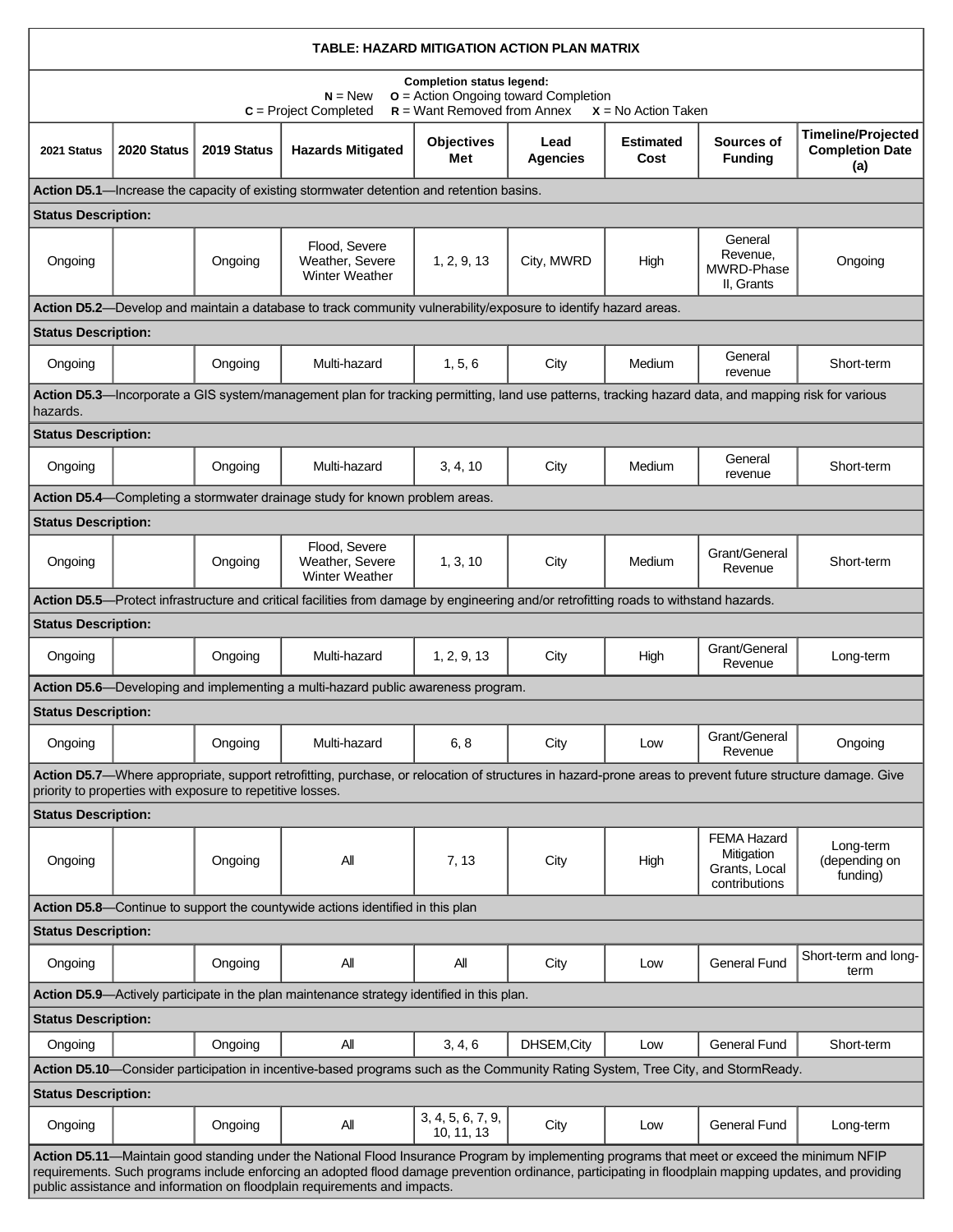| **TABLE: HAZARD MITIGATION ACTION PLAN MATRIX** | | | | | | | | |
|---|---|---|---|---|---|---|---|---|
| **Completion status legend:** **N** = New **O** = Action Ongoing toward Completion **C** = Project Completed **R** = Want Removed from Annex **X** = No Action Taken | | | | | | | | |
| **2021 Status** | **2020 Status** | **2019 Status** | **Hazards Mitigated** | **Objectives Met** | **Lead Agencies** | **Estimated Cost** | **Sources of Funding** | **Timeline/Projected Completion Date (a)** |
| **Action D5.1**—Increase the capacity of existing stormwater detention and retention basins. | | | | | | | | |
| **Status Description:** | | | | | | | | |
| Ongoing | | Ongoing | Flood, Severe Weather, Severe Winter Weather | 1, 2, 9, 13 | City, MWRD | High | General Revenue, MWRD-Phase II, Grants | Ongoing |
| **Action D5.2**—Develop and maintain a database to track community vulnerability/exposure to identify hazard areas. | | | | | | | | |
| **Status Description:** | | | | | | | | |
| Ongoing | | Ongoing | Multi-hazard | 1, 5, 6 | City | Medium | General revenue | Short-term |
| **Action D5.3**—Incorporate a GIS system/management plan for tracking permitting, land use patterns, tracking hazard data, and mapping risk for various hazards. | | | | | | | | |
| **Status Description:** | | | | | | | | |
| Ongoing | | Ongoing | Multi-hazard | 3, 4, 10 | City | Medium | General revenue | Short-term |
| **Action D5.4**—Completing a stormwater drainage study for known problem areas. | | | | | | | | |
| **Status Description:** | | | | | | | | |
| Ongoing | | Ongoing | Flood, Severe Weather, Severe Winter Weather | 1, 3, 10 | City | Medium | Grant/General Revenue | Short-term |
| **Action D5.5**—Protect infrastructure and critical facilities from damage by engineering and/or retrofitting roads to withstand hazards. | | | | | | | | |
| **Status Description:** | | | | | | | | |
| Ongoing | | Ongoing | Multi-hazard | 1, 2, 9, 13 | City | High | Grant/General Revenue | Long-term |
| **Action D5.6**—Developing and implementing a multi-hazard public awareness program. | | | | | | | | |
| **Status Description:** | | | | | | | | |
| Ongoing | | Ongoing | Multi-hazard | 6, 8 | City | Low | Grant/General Revenue | Ongoing |
| **Action D5.7**—Where appropriate, support retrofitting, purchase, or relocation of structures in hazard-prone areas to prevent future structure damage. Give priority to properties with exposure to repetitive losses. | | | | | | | | |
| **Status Description:** | | | | | | | | |
| Ongoing | | Ongoing | All | 7, 13 | City | High | FEMA Hazard Mitigation Grants, Local contributions | Long-term (depending on funding) |
| **Action D5.8**—Continue to support the countywide actions identified in this plan | | | | | | | | |
| **Status Description:** | | | | | | | | |
| Ongoing | | Ongoing | All | All | City | Low | General Fund | Short-term and long-term |
| **Action D5.9**—Actively participate in the plan maintenance strategy identified in this plan. | | | | | | | | |
| **Status Description:** | | | | | | | | |
| Ongoing | | Ongoing | All | 3, 4, 6 | DHSEM,City | Low | General Fund | Short-term |
| **Action D5.10**—Consider participation in incentive-based programs such as the Community Rating System, Tree City, and StormReady. | | | | | | | | |
| **Status Description:** | | | | | | | | |
| Ongoing | | Ongoing | All | 3, 4, 5, 6, 7, 9, 10, 11, 13 | City | Low | General Fund | Long-term |
| **Action D5.11**—Maintain good standing under the National Flood Insurance Program by implementing programs that meet or exceed the minimum NFIP requirements. Such programs include enforcing an adopted flood damage prevention ordinance, participating in floodplain mapping updates, and providing public assistance and information on floodplain requirements and impacts. | | | | | | | | |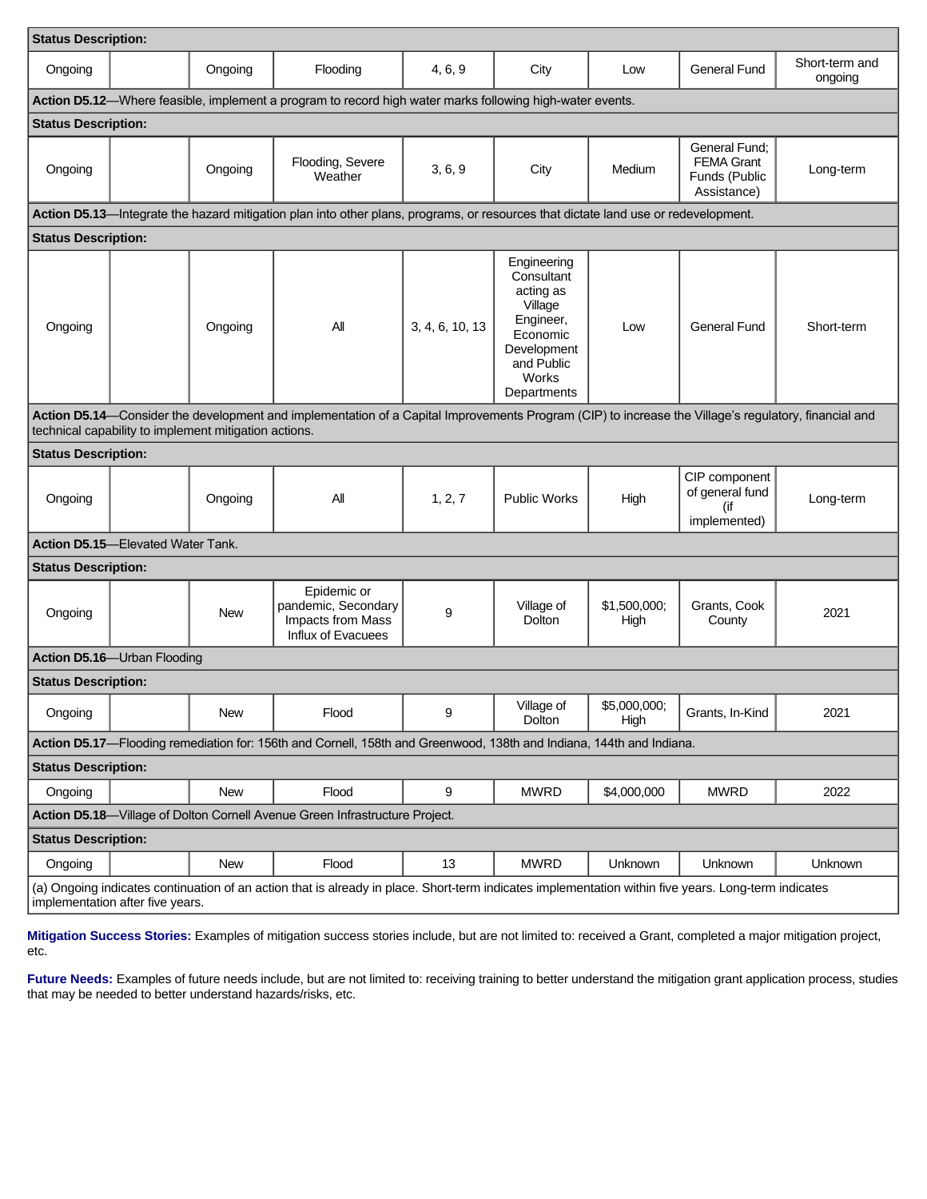| | | | | | | | | |
|---|---|---|---|---|---|---|---|---|
| **Status Description:** | | | | | | | | |
| Ongoing | | Ongoing | Flooding | 4, 6, 9 | City | Low | General Fund | Short-term and ongoing |
| **Action D5.12**—Where feasible, implement a program to record high water marks following high-water events. | | | | | | | | |
| **Status Description:** | | | | | | | | |
| Ongoing | | Ongoing | Flooding, Severe Weather | 3, 6, 9 | City | Medium | General Fund; FEMA Grant Funds (Public Assistance) | Long-term |
| **Action D5.13**—Integrate the hazard mitigation plan into other plans, programs, or resources that dictate land use or redevelopment. | | | | | | | | |
| **Status Description:** | | | | | | | | |
| Ongoing | | Ongoing | All | 3, 4, 6, 10, 13 | Engineering Consultant acting as Village Engineer, Economic Development and Public Works Departments | Low | General Fund | Short-term |
| **Action D5.14**—Consider the development and implementation of a Capital Improvements Program (CIP) to increase the Village's regulatory, financial and technical capability to implement mitigation actions. | | | | | | | | |
| **Status Description:** | | | | | | | | |
| Ongoing | | Ongoing | All | 1, 2, 7 | Public Works | High | CIP component of general fund (if implemented) | Long-term |
| **Action D5.15**—Elevated Water Tank. | | | | | | | | |
| **Status Description:** | | | | | | | | |
| Ongoing | | New | Epidemic or pandemic, Secondary Impacts from Mass Influx of Evacuees | 9 | Village of Dolton | $1,500,000; High | Grants, Cook County | 2021 |
| **Action D5.16**—Urban Flooding | | | | | | | | |
| **Status Description:** | | | | | | | | |
| Ongoing | | New | Flood | 9 | Village of Dolton | $5,000,000; High | Grants, In-Kind | 2021 |
| **Action D5.17**—Flooding remediation for: 156th and Cornell, 158th and Greenwood, 138th and Indiana, 144th and Indiana. | | | | | | | | |
| **Status Description:** | | | | | | | | |
| Ongoing | | New | Flood | 9 | MWRD | $4,000,000 | MWRD | 2022 |
| **Action D5.18**—Village of Dolton Cornell Avenue Green Infrastructure Project. | | | | | | | | |
| **Status Description:** | | | | | | | | |
| Ongoing | | New | Flood | 13 | MWRD | Unknown | Unknown | Unknown |
| (a) Ongoing indicates continuation of an action that is already in place. Short-term indicates implementation within five years. Long-term indicates implementation after five years. | | | | | | | | |

**Mitigation Success Stories:** Examples of mitigation success stories include, but are not limited to: received a Grant, completed a major mitigation project, etc.

**Future Needs:** Examples of future needs include, but are not limited to: receiving training to better understand the mitigation grant application process, studies that may be needed to better understand hazards/risks, etc.